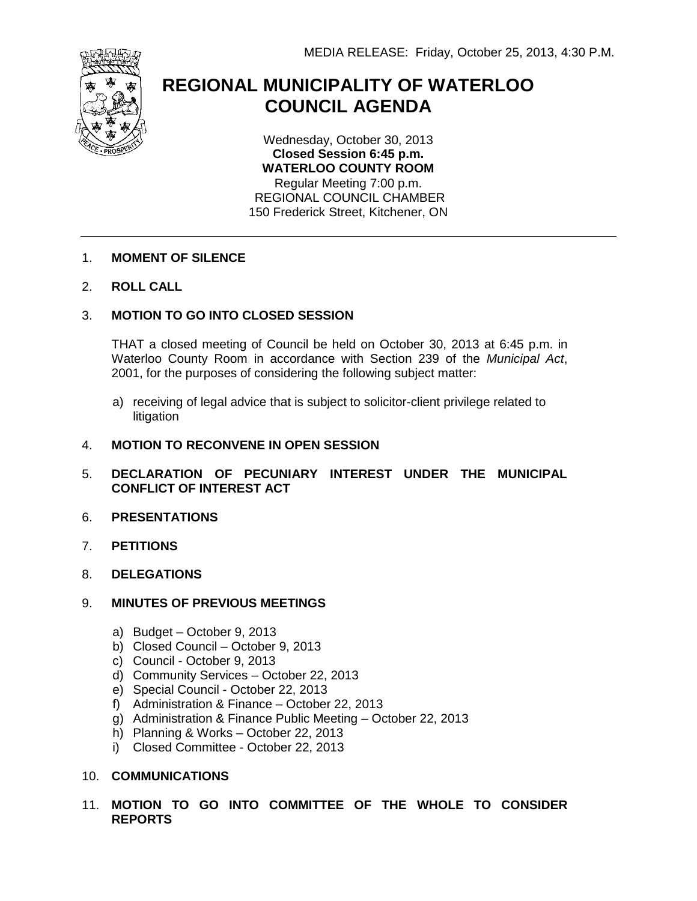MEDIA RELEASE: Friday, October 25, 2013, 4:30 P.M.

# REGIONAL MUNICIPALITY OF WATERLOO COUNCIL AGENDA

Wednesday, October 30, 2013
**Closed Session 6:45 p.m.**
**WATERLOO COUNTY ROOM**
Regular Meeting 7:00 p.m.
REGIONAL COUNCIL CHAMBER
150 Frederick Street, Kitchener, ON

---

1. **MOMENT OF SILENCE**

2. **ROLL CALL**

3. **MOTION TO GO INTO CLOSED SESSION**

   THAT a closed meeting of Council be held on October 30, 2013 at 6:45 p.m. in Waterloo County Room in accordance with Section 239 of the *Municipal Act*, 2001, for the purposes of considering the following subject matter:

   a) receiving of legal advice that is subject to solicitor-client privilege related to litigation

4. **MOTION TO RECONVENE IN OPEN SESSION**

5. **DECLARATION OF PECUNIARY INTEREST UNDER THE MUNICIPAL CONFLICT OF INTEREST ACT**

6. **PRESENTATIONS**

7. **PETITIONS**

8. **DELEGATIONS**

9. **MINUTES OF PREVIOUS MEETINGS**

   a) Budget – October 9, 2013
   b) Closed Council – October 9, 2013
   c) Council - October 9, 2013
   d) Community Services – October 22, 2013
   e) Special Council - October 22, 2013
   f) Administration & Finance – October 22, 2013
   g) Administration & Finance Public Meeting – October 22, 2013
   h) Planning & Works – October 22, 2013
   i) Closed Committee - October 22, 2013

10. **COMMUNICATIONS**

11. **MOTION TO GO INTO COMMITTEE OF THE WHOLE TO CONSIDER REPORTS**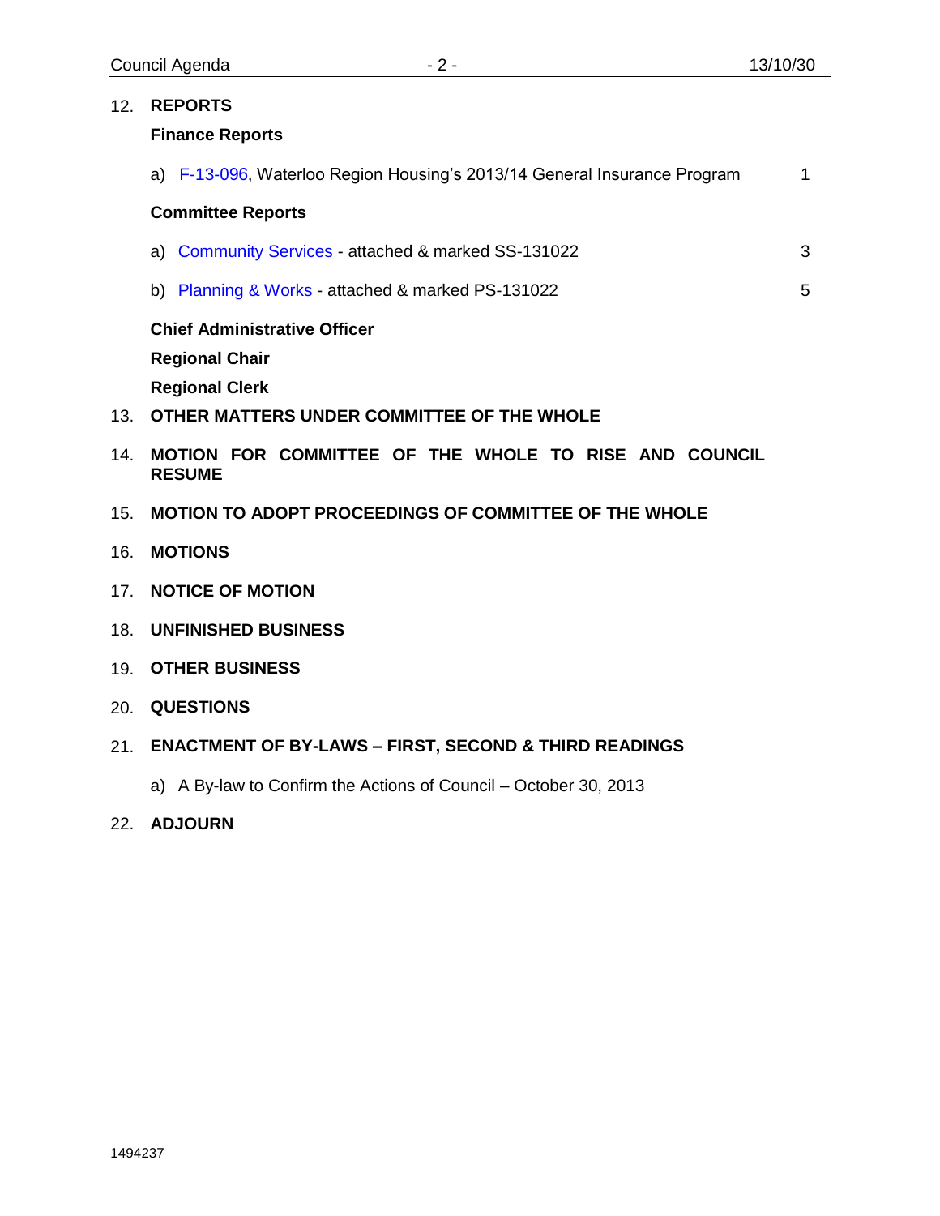12. **REPORTS**

    **Finance Reports**

    a) F-13-096, Waterloo Region Housing's 2013/14 General Insurance Program 1

    **Committee Reports**

    a) Community Services - attached & marked SS-131022 3

    b) Planning & Works - attached & marked PS-131022 5

    **Chief Administrative Officer**

    **Regional Chair**

    **Regional Clerk**

13. **OTHER MATTERS UNDER COMMITTEE OF THE WHOLE**

14. **MOTION FOR COMMITTEE OF THE WHOLE TO RISE AND COUNCIL RESUME**

15. **MOTION TO ADOPT PROCEEDINGS OF COMMITTEE OF THE WHOLE**

16. **MOTIONS**

17. **NOTICE OF MOTION**

18. **UNFINISHED BUSINESS**

19. **OTHER BUSINESS**

20. **QUESTIONS**

21. **ENACTMENT OF BY-LAWS – FIRST, SECOND & THIRD READINGS**

    a) A By-law to Confirm the Actions of Council – October 30, 2013

22. **ADJOURN**

1494237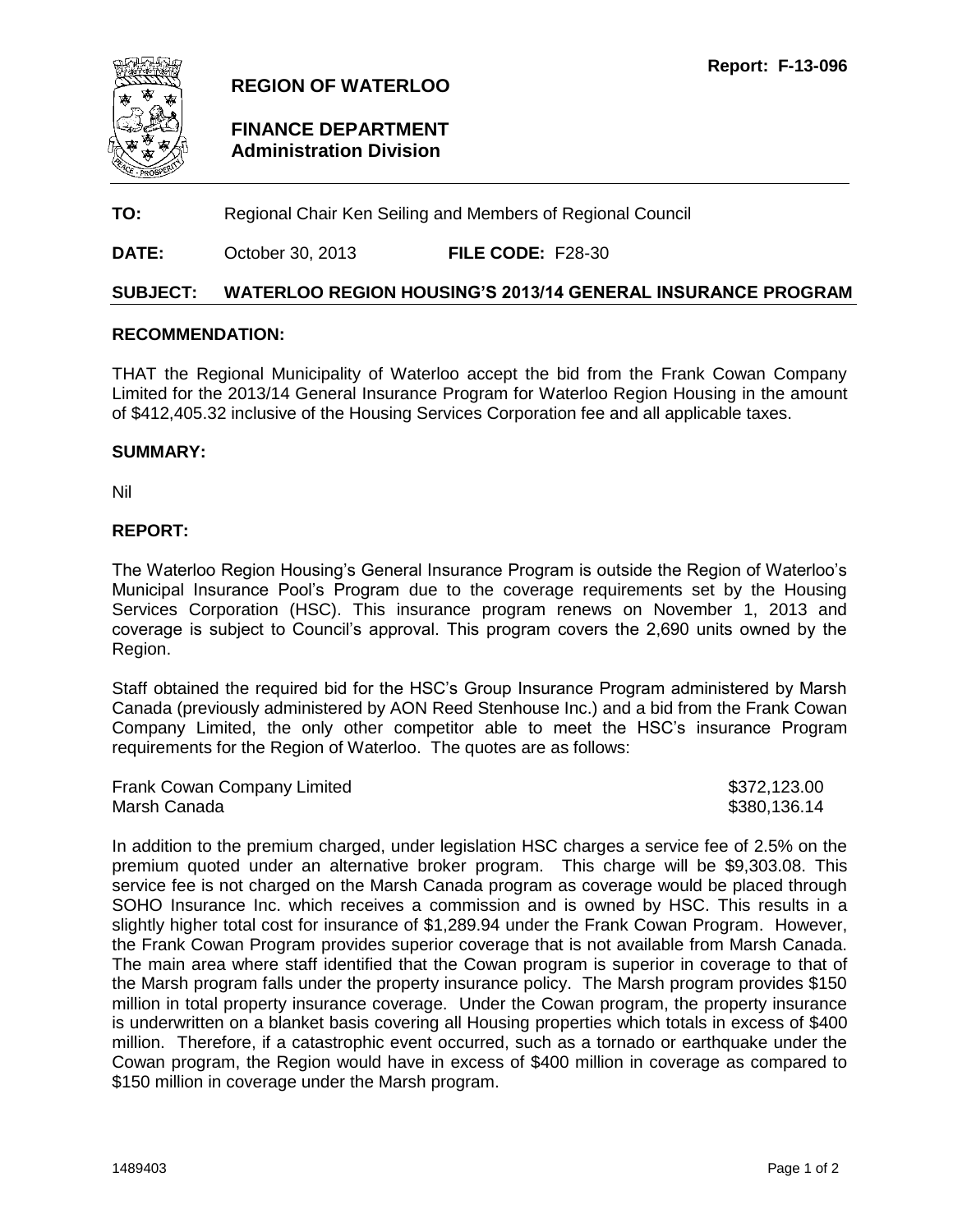**Report: F-13-096**

**REGION OF WATERLOO**

**FINANCE DEPARTMENT**
**Administration Division**

**TO:** Regional Chair Ken Seiling and Members of Regional Council

**DATE:** October 30, 2013 **FILE CODE:** F28-30

**SUBJECT: WATERLOO REGION HOUSING'S 2013/14 GENERAL INSURANCE PROGRAM**

## RECOMMENDATION:

THAT the Regional Municipality of Waterloo accept the bid from the Frank Cowan Company Limited for the 2013/14 General Insurance Program for Waterloo Region Housing in the amount of $412,405.32 inclusive of the Housing Services Corporation fee and all applicable taxes.

## SUMMARY:

Nil

## REPORT:

The Waterloo Region Housing's General Insurance Program is outside the Region of Waterloo's Municipal Insurance Pool's Program due to the coverage requirements set by the Housing Services Corporation (HSC). This insurance program renews on November 1, 2013 and coverage is subject to Council's approval. This program covers the 2,690 units owned by the Region.

Staff obtained the required bid for the HSC's Group Insurance Program administered by Marsh Canada (previously administered by AON Reed Stenhouse Inc.) and a bid from the Frank Cowan Company Limited, the only other competitor able to meet the HSC's insurance Program requirements for the Region of Waterloo. The quotes are as follows:

| | |
|---|---|
| Frank Cowan Company Limited | $372,123.00 |
| Marsh Canada | $380,136.14 |

In addition to the premium charged, under legislation HSC charges a service fee of 2.5% on the premium quoted under an alternative broker program. This charge will be $9,303.08. This service fee is not charged on the Marsh Canada program as coverage would be placed through SOHO Insurance Inc. which receives a commission and is owned by HSC. This results in a slightly higher total cost for insurance of $1,289.94 under the Frank Cowan Program. However, the Frank Cowan Program provides superior coverage that is not available from Marsh Canada. The main area where staff identified that the Cowan program is superior in coverage to that of the Marsh program falls under the property insurance policy. The Marsh program provides $150 million in total property insurance coverage. Under the Cowan program, the property insurance is underwritten on a blanket basis covering all Housing properties which totals in excess of $400 million. Therefore, if a catastrophic event occurred, such as a tornado or earthquake under the Cowan program, the Region would have in excess of $400 million in coverage as compared to $150 million in coverage under the Marsh program.

1489403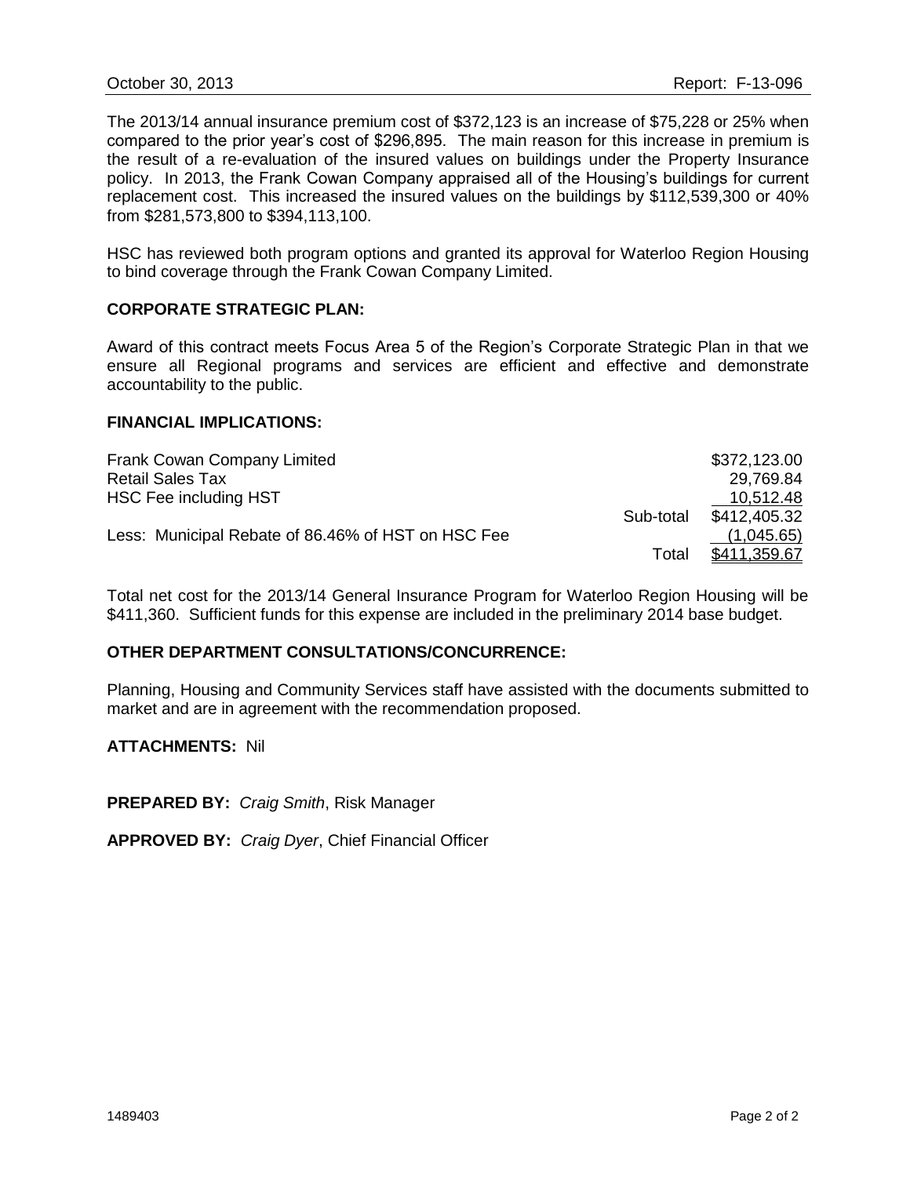The 2013/14 annual insurance premium cost of $372,123 is an increase of $75,228 or 25% when compared to the prior year's cost of $296,895. The main reason for this increase in premium is the result of a re-evaluation of the insured values on buildings under the Property Insurance policy. In 2013, the Frank Cowan Company appraised all of the Housing's buildings for current replacement cost. This increased the insured values on the buildings by $112,539,300 or 40% from $281,573,800 to $394,113,100.

HSC has reviewed both program options and granted its approval for Waterloo Region Housing to bind coverage through the Frank Cowan Company Limited.

**CORPORATE STRATEGIC PLAN:**

Award of this contract meets Focus Area 5 of the Region's Corporate Strategic Plan in that we ensure all Regional programs and services are efficient and effective and demonstrate accountability to the public.

**FINANCIAL IMPLICATIONS:**

| | | |
|---|---|---|
| Frank Cowan Company Limited | | $372,123.00 |
| Retail Sales Tax | | 29,769.84 |
| HSC Fee including HST | | 10,512.48 |
| | Sub-total | $412,405.32 |
| Less: Municipal Rebate of 86.46% of HST on HSC Fee | | (1,045.65) |
| | Total | $411,359.67 |

Total net cost for the 2013/14 General Insurance Program for Waterloo Region Housing will be $411,360. Sufficient funds for this expense are included in the preliminary 2014 base budget.

**OTHER DEPARTMENT CONSULTATIONS/CONCURRENCE:**

Planning, Housing and Community Services staff have assisted with the documents submitted to market and are in agreement with the recommendation proposed.

**ATTACHMENTS:** Nil

**PREPARED BY:** *Craig Smith*, Risk Manager

**APPROVED BY:** *Craig Dyer*, Chief Financial Officer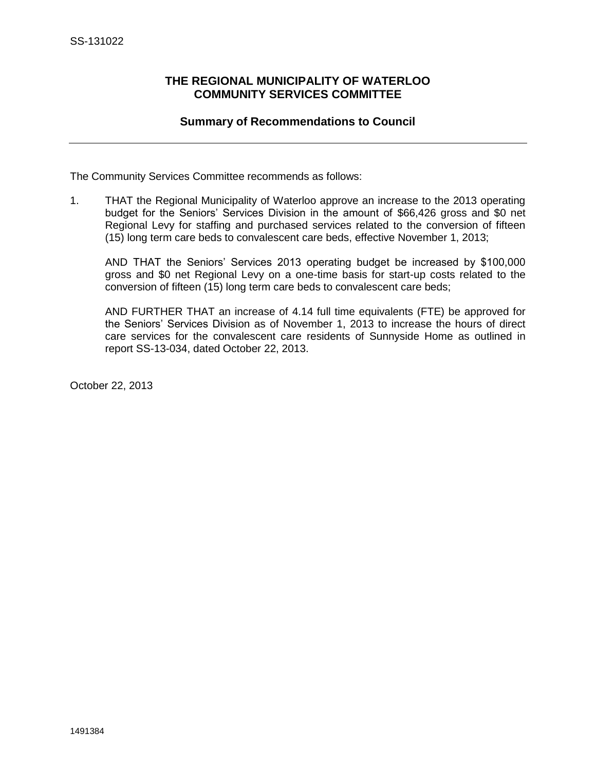SS-131022

**THE REGIONAL MUNICIPALITY OF WATERLOO**
**COMMUNITY SERVICES COMMITTEE**

**Summary of Recommendations to Council**

---

The Community Services Committee recommends as follows:

1. THAT the Regional Municipality of Waterloo approve an increase to the 2013 operating budget for the Seniors' Services Division in the amount of $66,426 gross and $0 net Regional Levy for staffing and purchased services related to the conversion of fifteen (15) long term care beds to convalescent care beds, effective November 1, 2013;

   AND THAT the Seniors' Services 2013 operating budget be increased by $100,000 gross and $0 net Regional Levy on a one-time basis for start-up costs related to the conversion of fifteen (15) long term care beds to convalescent care beds;

   AND FURTHER THAT an increase of 4.14 full time equivalents (FTE) be approved for the Seniors' Services Division as of November 1, 2013 to increase the hours of direct care services for the convalescent care residents of Sunnyside Home as outlined in report SS-13-034, dated October 22, 2013.

October 22, 2013

1491384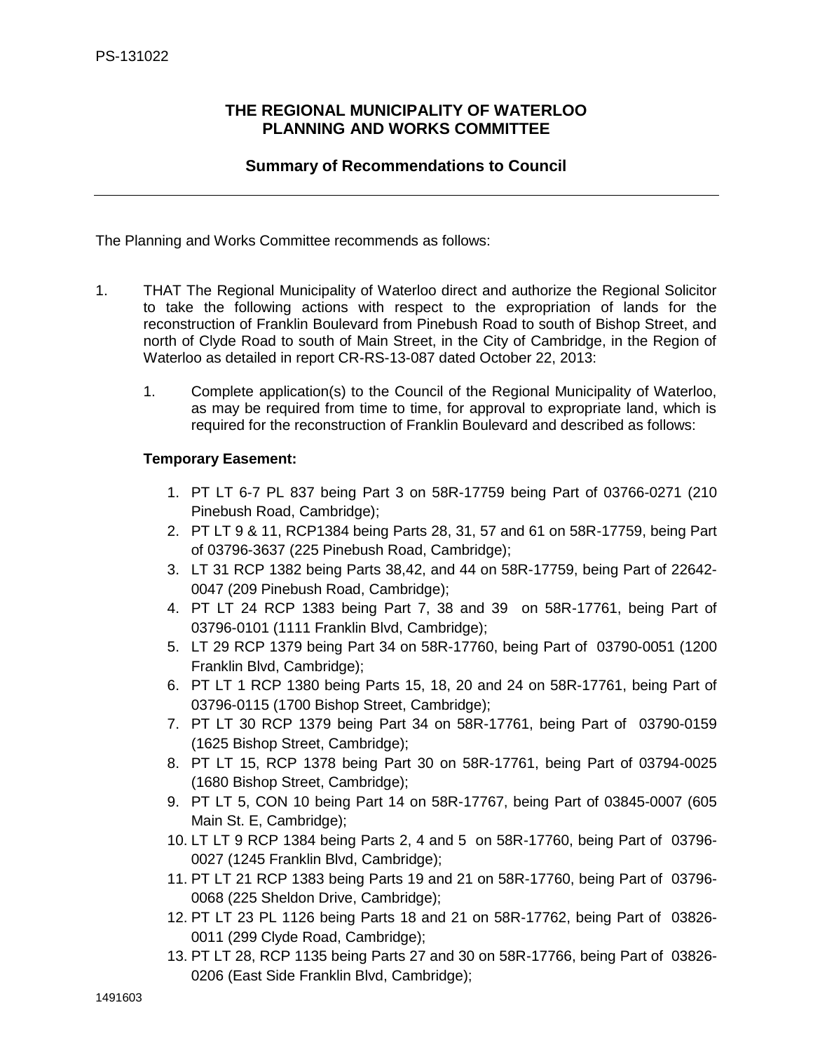PS-131022

**THE REGIONAL MUNICIPALITY OF WATERLOO**
**PLANNING AND WORKS COMMITTEE**

**Summary of Recommendations to Council**

---

The Planning and Works Committee recommends as follows:

1. THAT The Regional Municipality of Waterloo direct and authorize the Regional Solicitor to take the following actions with respect to the expropriation of lands for the reconstruction of Franklin Boulevard from Pinebush Road to south of Bishop Street, and north of Clyde Road to south of Main Street, in the City of Cambridge, in the Region of Waterloo as detailed in report CR-RS-13-087 dated October 22, 2013:

   1. Complete application(s) to the Council of the Regional Municipality of Waterloo, as may be required from time to time, for approval to expropriate land, which is required for the reconstruction of Franklin Boulevard and described as follows:

      **Temporary Easement:**

      1. PT LT 6-7 PL 837 being Part 3 on 58R-17759 being Part of 03766-0271 (210 Pinebush Road, Cambridge);
      2. PT LT 9 & 11, RCP1384 being Parts 28, 31, 57 and 61 on 58R-17759, being Part of 03796-3637 (225 Pinebush Road, Cambridge);
      3. LT 31 RCP 1382 being Parts 38,42, and 44 on 58R-17759, being Part of 22642-0047 (209 Pinebush Road, Cambridge);
      4. PT LT 24 RCP 1383 being Part 7, 38 and 39 on 58R-17761, being Part of 03796-0101 (1111 Franklin Blvd, Cambridge);
      5. LT 29 RCP 1379 being Part 34 on 58R-17760, being Part of 03790-0051 (1200 Franklin Blvd, Cambridge);
      6. PT LT 1 RCP 1380 being Parts 15, 18, 20 and 24 on 58R-17761, being Part of 03796-0115 (1700 Bishop Street, Cambridge);
      7. PT LT 30 RCP 1379 being Part 34 on 58R-17761, being Part of 03790-0159 (1625 Bishop Street, Cambridge);
      8. PT LT 15, RCP 1378 being Part 30 on 58R-17761, being Part of 03794-0025 (1680 Bishop Street, Cambridge);
      9. PT LT 5, CON 10 being Part 14 on 58R-17767, being Part of 03845-0007 (605 Main St. E, Cambridge);
      10. LT LT 9 RCP 1384 being Parts 2, 4 and 5 on 58R-17760, being Part of 03796-0027 (1245 Franklin Blvd, Cambridge);
      11. PT LT 21 RCP 1383 being Parts 19 and 21 on 58R-17760, being Part of 03796-0068 (225 Sheldon Drive, Cambridge);
      12. PT LT 23 PL 1126 being Parts 18 and 21 on 58R-17762, being Part of 03826-0011 (299 Clyde Road, Cambridge);
      13. PT LT 28, RCP 1135 being Parts 27 and 30 on 58R-17766, being Part of 03826-0206 (East Side Franklin Blvd, Cambridge);

1491603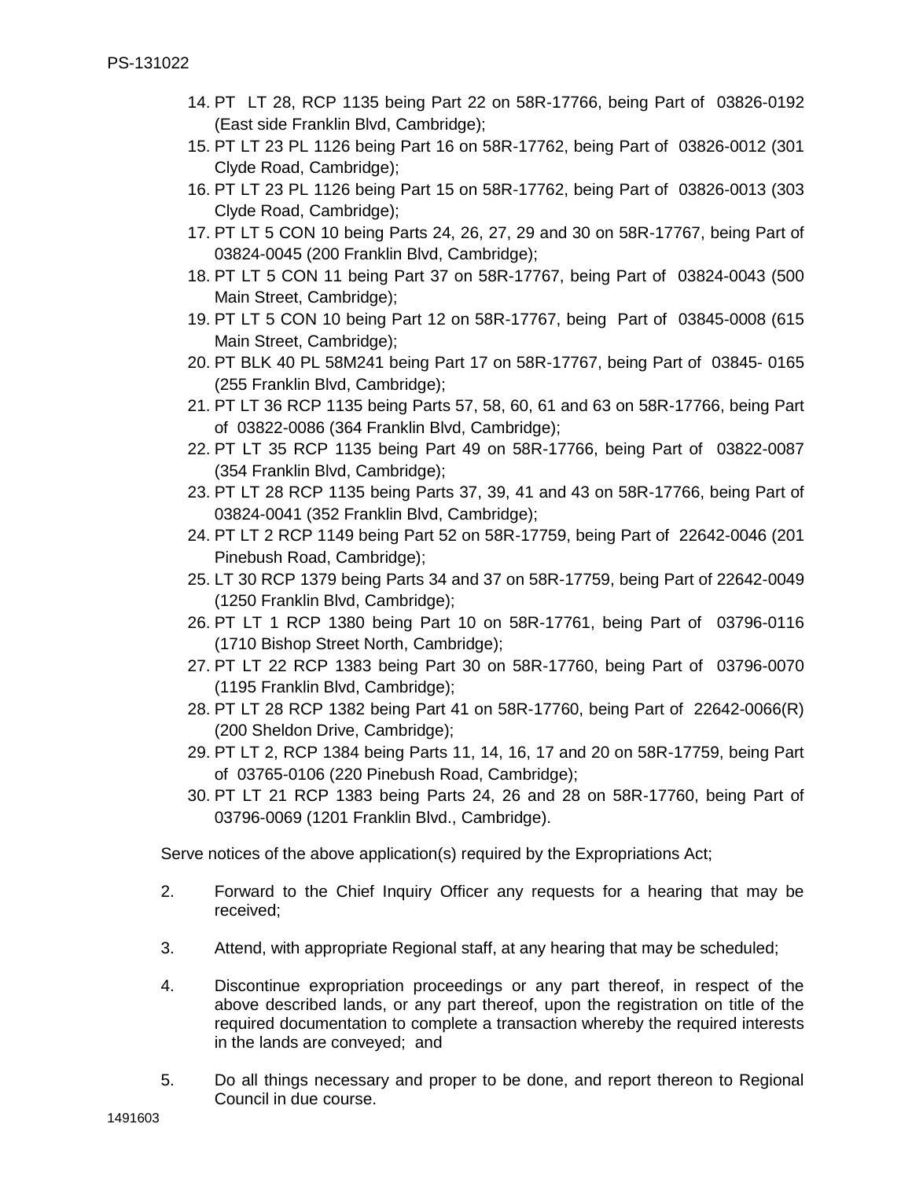14. PT LT 28, RCP 1135 being Part 22 on 58R-17766, being Part of 03826-0192 (East side Franklin Blvd, Cambridge);
15. PT LT 23 PL 1126 being Part 16 on 58R-17762, being Part of 03826-0012 (301 Clyde Road, Cambridge);
16. PT LT 23 PL 1126 being Part 15 on 58R-17762, being Part of 03826-0013 (303 Clyde Road, Cambridge);
17. PT LT 5 CON 10 being Parts 24, 26, 27, 29 and 30 on 58R-17767, being Part of 03824-0045 (200 Franklin Blvd, Cambridge);
18. PT LT 5 CON 11 being Part 37 on 58R-17767, being Part of 03824-0043 (500 Main Street, Cambridge);
19. PT LT 5 CON 10 being Part 12 on 58R-17767, being Part of 03845-0008 (615 Main Street, Cambridge);
20. PT BLK 40 PL 58M241 being Part 17 on 58R-17767, being Part of 03845- 0165 (255 Franklin Blvd, Cambridge);
21. PT LT 36 RCP 1135 being Parts 57, 58, 60, 61 and 63 on 58R-17766, being Part of 03822-0086 (364 Franklin Blvd, Cambridge);
22. PT LT 35 RCP 1135 being Part 49 on 58R-17766, being Part of 03822-0087 (354 Franklin Blvd, Cambridge);
23. PT LT 28 RCP 1135 being Parts 37, 39, 41 and 43 on 58R-17766, being Part of 03824-0041 (352 Franklin Blvd, Cambridge);
24. PT LT 2 RCP 1149 being Part 52 on 58R-17759, being Part of 22642-0046 (201 Pinebush Road, Cambridge);
25. LT 30 RCP 1379 being Parts 34 and 37 on 58R-17759, being Part of 22642-0049 (1250 Franklin Blvd, Cambridge);
26. PT LT 1 RCP 1380 being Part 10 on 58R-17761, being Part of 03796-0116 (1710 Bishop Street North, Cambridge);
27. PT LT 22 RCP 1383 being Part 30 on 58R-17760, being Part of 03796-0070 (1195 Franklin Blvd, Cambridge);
28. PT LT 28 RCP 1382 being Part 41 on 58R-17760, being Part of 22642-0066(R) (200 Sheldon Drive, Cambridge);
29. PT LT 2, RCP 1384 being Parts 11, 14, 16, 17 and 20 on 58R-17759, being Part of 03765-0106 (220 Pinebush Road, Cambridge);
30. PT LT 21 RCP 1383 being Parts 24, 26 and 28 on 58R-17760, being Part of 03796-0069 (1201 Franklin Blvd., Cambridge).

Serve notices of the above application(s) required by the Expropriations Act;

2. Forward to the Chief Inquiry Officer any requests for a hearing that may be received;

3. Attend, with appropriate Regional staff, at any hearing that may be scheduled;

4. Discontinue expropriation proceedings or any part thereof, in respect of the above described lands, or any part thereof, upon the registration on title of the required documentation to complete a transaction whereby the required interests in the lands are conveyed; and

5. Do all things necessary and proper to be done, and report thereon to Regional Council in due course.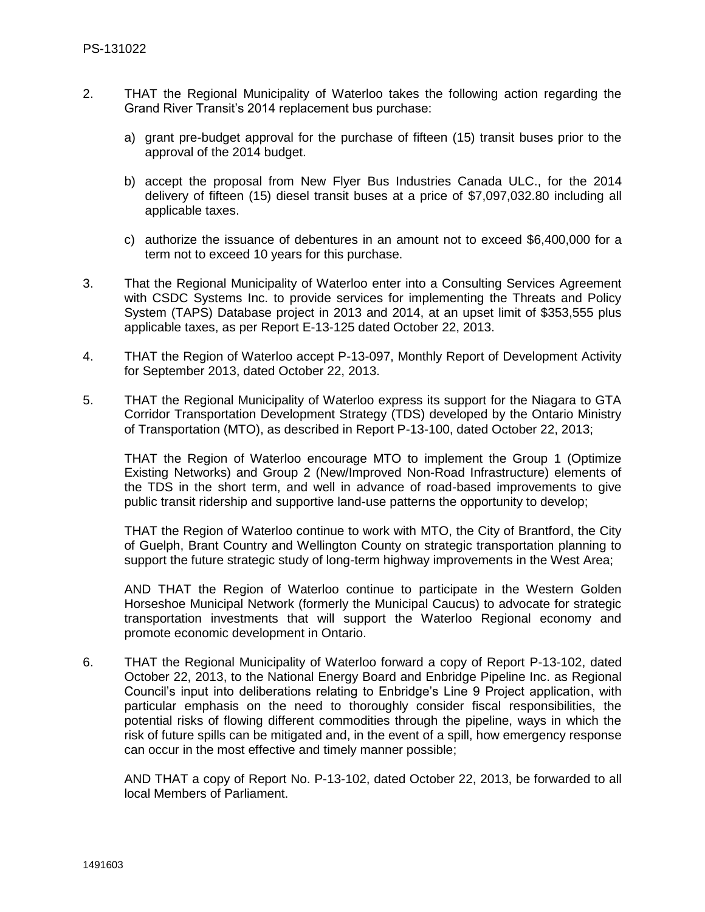2. THAT the Regional Municipality of Waterloo takes the following action regarding the Grand River Transit's 2014 replacement bus purchase:

   a) grant pre-budget approval for the purchase of fifteen (15) transit buses prior to the approval of the 2014 budget.

   b) accept the proposal from New Flyer Bus Industries Canada ULC., for the 2014 delivery of fifteen (15) diesel transit buses at a price of $7,097,032.80 including all applicable taxes.

   c) authorize the issuance of debentures in an amount not to exceed $6,400,000 for a term not to exceed 10 years for this purchase.

3. That the Regional Municipality of Waterloo enter into a Consulting Services Agreement with CSDC Systems Inc. to provide services for implementing the Threats and Policy System (TAPS) Database project in 2013 and 2014, at an upset limit of $353,555 plus applicable taxes, as per Report E-13-125 dated October 22, 2013.

4. THAT the Region of Waterloo accept P-13-097, Monthly Report of Development Activity for September 2013, dated October 22, 2013.

5. THAT the Regional Municipality of Waterloo express its support for the Niagara to GTA Corridor Transportation Development Strategy (TDS) developed by the Ontario Ministry of Transportation (MTO), as described in Report P-13-100, dated October 22, 2013;

   THAT the Region of Waterloo encourage MTO to implement the Group 1 (Optimize Existing Networks) and Group 2 (New/Improved Non-Road Infrastructure) elements of the TDS in the short term, and well in advance of road-based improvements to give public transit ridership and supportive land-use patterns the opportunity to develop;

   THAT the Region of Waterloo continue to work with MTO, the City of Brantford, the City of Guelph, Brant Country and Wellington County on strategic transportation planning to support the future strategic study of long-term highway improvements in the West Area;

   AND THAT the Region of Waterloo continue to participate in the Western Golden Horseshoe Municipal Network (formerly the Municipal Caucus) to advocate for strategic transportation investments that will support the Waterloo Regional economy and promote economic development in Ontario.

6. THAT the Regional Municipality of Waterloo forward a copy of Report P-13-102, dated October 22, 2013, to the National Energy Board and Enbridge Pipeline Inc. as Regional Council's input into deliberations relating to Enbridge's Line 9 Project application, with particular emphasis on the need to thoroughly consider fiscal responsibilities, the potential risks of flowing different commodities through the pipeline, ways in which the risk of future spills can be mitigated and, in the event of a spill, how emergency response can occur in the most effective and timely manner possible;

   AND THAT a copy of Report No. P-13-102, dated October 22, 2013, be forwarded to all local Members of Parliament.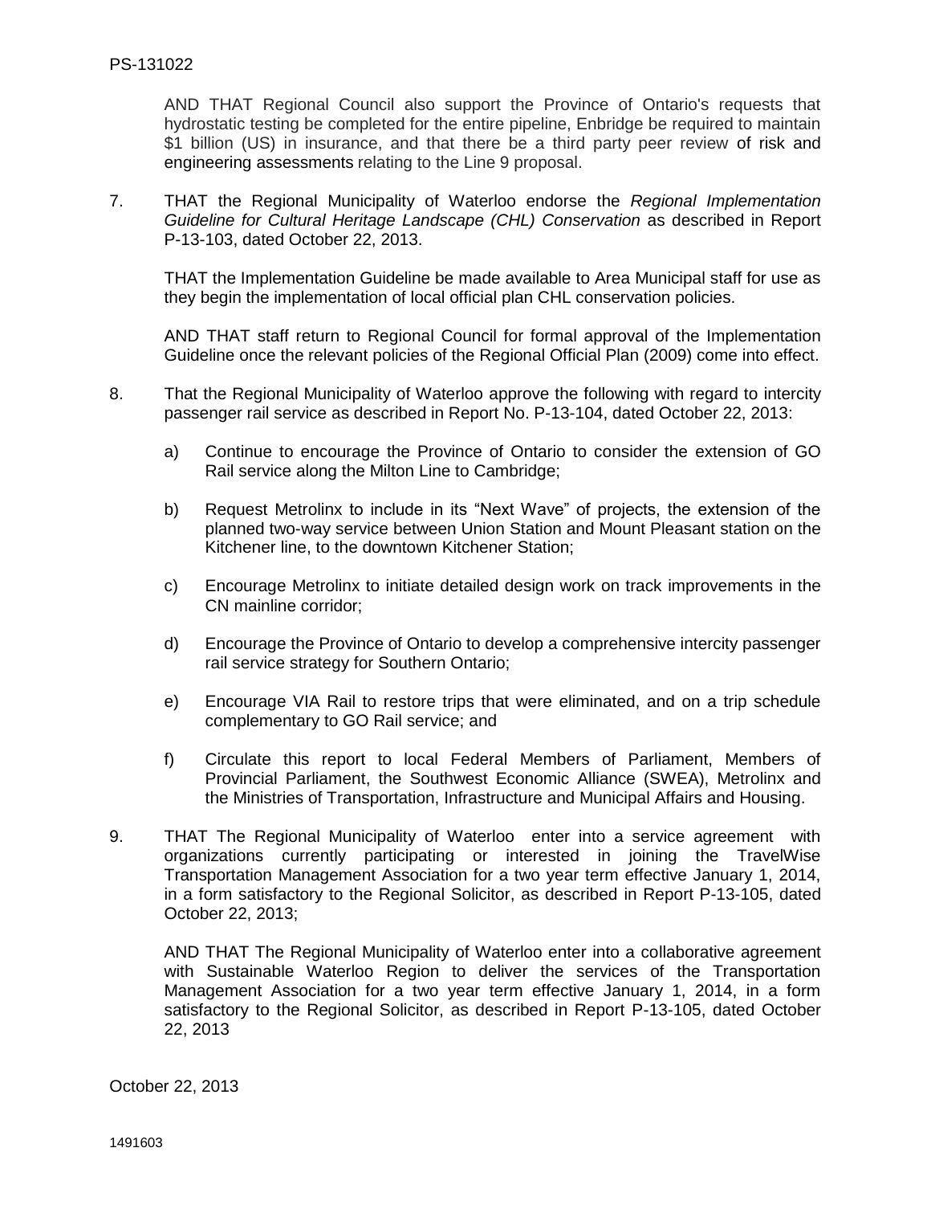AND THAT Regional Council also support the Province of Ontario's requests that hydrostatic testing be completed for the entire pipeline, Enbridge be required to maintain $1 billion (US) in insurance, and that there be a third party peer review of risk and engineering assessments relating to the Line 9 proposal.

7. THAT the Regional Municipality of Waterloo endorse the *Regional Implementation Guideline for Cultural Heritage Landscape (CHL) Conservation* as described in Report P-13-103, dated October 22, 2013.

   THAT the Implementation Guideline be made available to Area Municipal staff for use as they begin the implementation of local official plan CHL conservation policies.

   AND THAT staff return to Regional Council for formal approval of the Implementation Guideline once the relevant policies of the Regional Official Plan (2009) come into effect.

8. That the Regional Municipality of Waterloo approve the following with regard to intercity passenger rail service as described in Report No. P-13-104, dated October 22, 2013:

   a) Continue to encourage the Province of Ontario to consider the extension of GO Rail service along the Milton Line to Cambridge;

   b) Request Metrolinx to include in its "Next Wave" of projects, the extension of the planned two-way service between Union Station and Mount Pleasant station on the Kitchener line, to the downtown Kitchener Station;

   c) Encourage Metrolinx to initiate detailed design work on track improvements in the CN mainline corridor;

   d) Encourage the Province of Ontario to develop a comprehensive intercity passenger rail service strategy for Southern Ontario;

   e) Encourage VIA Rail to restore trips that were eliminated, and on a trip schedule complementary to GO Rail service; and

   f) Circulate this report to local Federal Members of Parliament, Members of Provincial Parliament, the Southwest Economic Alliance (SWEA), Metrolinx and the Ministries of Transportation, Infrastructure and Municipal Affairs and Housing.

9. THAT The Regional Municipality of Waterloo enter into a service agreement with organizations currently participating or interested in joining the TravelWise Transportation Management Association for a two year term effective January 1, 2014, in a form satisfactory to the Regional Solicitor, as described in Report P-13-105, dated October 22, 2013;

   AND THAT The Regional Municipality of Waterloo enter into a collaborative agreement with Sustainable Waterloo Region to deliver the services of the Transportation Management Association for a two year term effective January 1, 2014, in a form satisfactory to the Regional Solicitor, as described in Report P-13-105, dated October 22, 2013

October 22, 2013